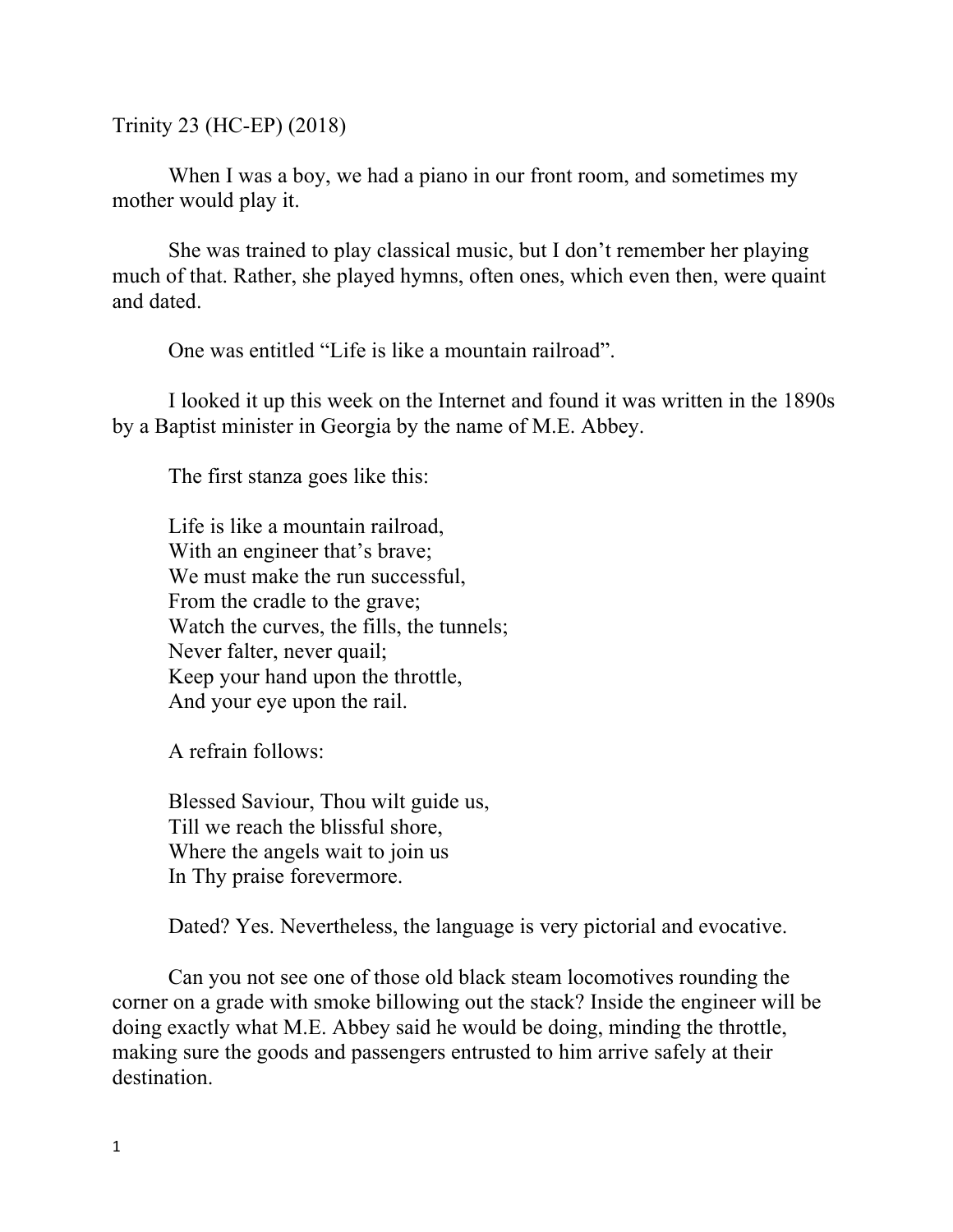Trinity 23 (HC-EP) (2018)

When I was a boy, we had a piano in our front room, and sometimes my mother would play it.

She was trained to play classical music, but I don't remember her playing much of that. Rather, she played hymns, often ones, which even then, were quaint and dated.

One was entitled "Life is like a mountain railroad".

I looked it up this week on the Internet and found it was written in the 1890s by a Baptist minister in Georgia by the name of M.E. Abbey.

The first stanza goes like this:

Life is like a mountain railroad,  
With an engineer that's brave;  
We must make the run successful,  
From the cradle to the grave;  
Watch the curves, the fills, the tunnels;  
Never falter, never quail;  
Keep your hand upon the throttle,  
And your eye upon the rail.

A refrain follows:

Blessed Saviour, Thou wilt guide us,  
Till we reach the blissful shore,  
Where the angels wait to join us  
In Thy praise forevermore.

Dated? Yes. Nevertheless, the language is very pictorial and evocative.

Can you not see one of those old black steam locomotives rounding the corner on a grade with smoke billowing out the stack? Inside the engineer will be doing exactly what M.E. Abbey said he would be doing, minding the throttle, making sure the goods and passengers entrusted to him arrive safely at their destination.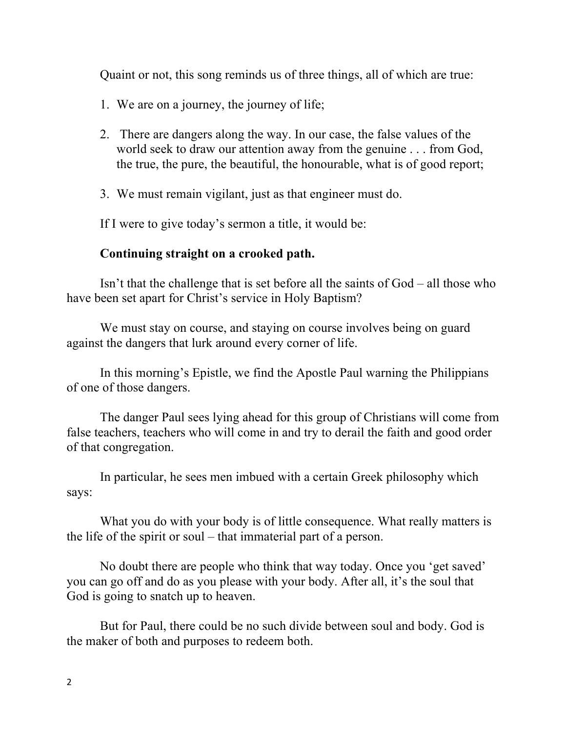Quaint or not, this song reminds us of three things, all of which are true:

1. We are on a journey, the journey of life;

2. There are dangers along the way. In our case, the false values of the world seek to draw our attention away from the genuine . . . from God, the true, the pure, the beautiful, the honourable, what is of good report;

3. We must remain vigilant, just as that engineer must do.

If I were to give today's sermon a title, it would be:

**Continuing straight on a crooked path.**

Isn't that the challenge that is set before all the saints of God – all those who have been set apart for Christ's service in Holy Baptism?

We must stay on course, and staying on course involves being on guard against the dangers that lurk around every corner of life.

In this morning's Epistle, we find the Apostle Paul warning the Philippians of one of those dangers.

The danger Paul sees lying ahead for this group of Christians will come from false teachers, teachers who will come in and try to derail the faith and good order of that congregation.

In particular, he sees men imbued with a certain Greek philosophy which says:

What you do with your body is of little consequence. What really matters is the life of the spirit or soul – that immaterial part of a person.

No doubt there are people who think that way today. Once you 'get saved' you can go off and do as you please with your body. After all, it's the soul that God is going to snatch up to heaven.

But for Paul, there could be no such divide between soul and body. God is the maker of both and purposes to redeem both.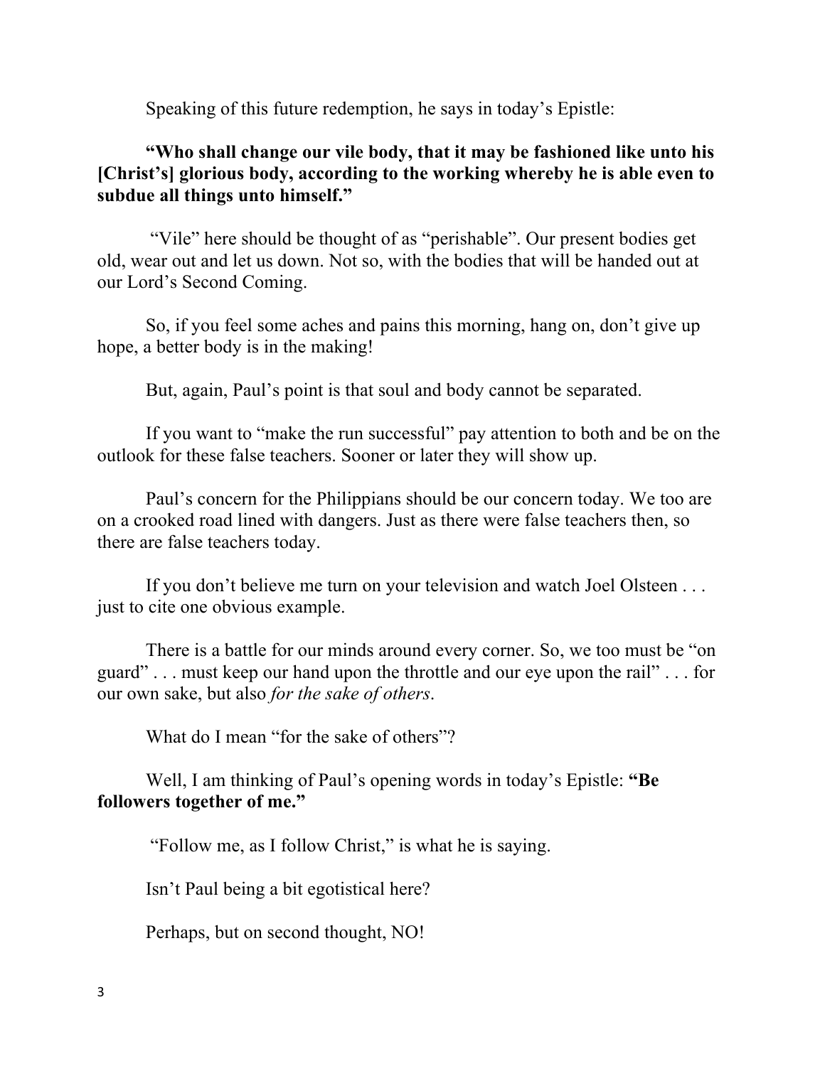Speaking of this future redemption, he says in today's Epistle:

**"Who shall change our vile body, that it may be fashioned like unto his [Christ's] glorious body, according to the working whereby he is able even to subdue all things unto himself."**

"Vile" here should be thought of as "perishable". Our present bodies get old, wear out and let us down. Not so, with the bodies that will be handed out at our Lord's Second Coming.

So, if you feel some aches and pains this morning, hang on, don't give up hope, a better body is in the making!

But, again, Paul's point is that soul and body cannot be separated.

If you want to "make the run successful" pay attention to both and be on the outlook for these false teachers. Sooner or later they will show up.

Paul's concern for the Philippians should be our concern today. We too are on a crooked road lined with dangers. Just as there were false teachers then, so there are false teachers today.

If you don't believe me turn on your television and watch Joel Olsteen . . . just to cite one obvious example.

There is a battle for our minds around every corner. So, we too must be "on guard" . . . must keep our hand upon the throttle and our eye upon the rail" . . . for our own sake, but also *for the sake of others*.

What do I mean "for the sake of others"?

Well, I am thinking of Paul's opening words in today's Epistle: **"Be followers together of me."**

"Follow me, as I follow Christ," is what he is saying.

Isn't Paul being a bit egotistical here?

Perhaps, but on second thought, NO!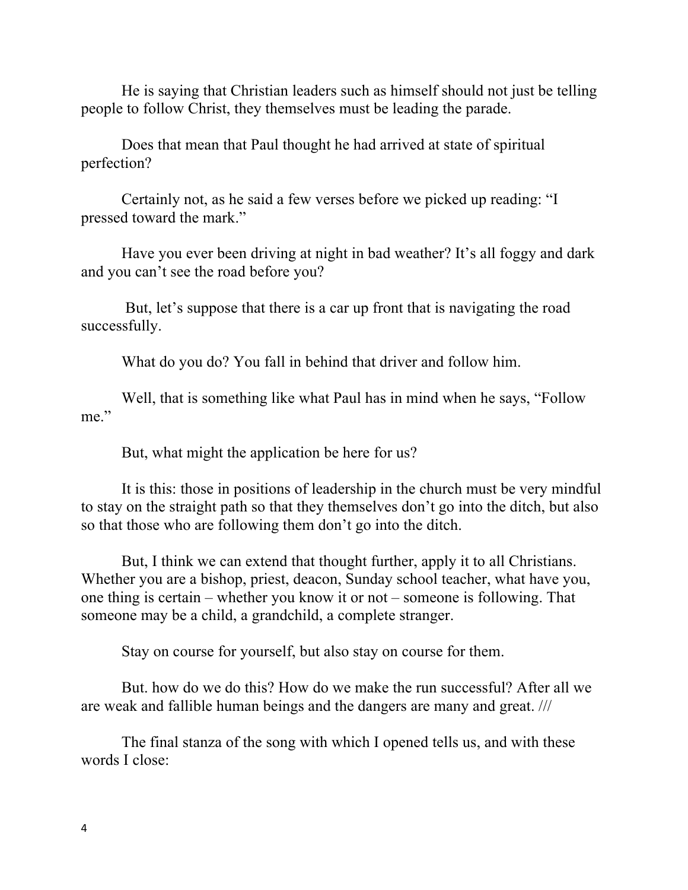He is saying that Christian leaders such as himself should not just be telling people to follow Christ, they themselves must be leading the parade.

Does that mean that Paul thought he had arrived at state of spiritual perfection?

Certainly not, as he said a few verses before we picked up reading: "I pressed toward the mark."

Have you ever been driving at night in bad weather? It's all foggy and dark and you can't see the road before you?

But, let's suppose that there is a car up front that is navigating the road successfully.

What do you do? You fall in behind that driver and follow him.

Well, that is something like what Paul has in mind when he says, "Follow me."

But, what might the application be here for us?

It is this: those in positions of leadership in the church must be very mindful to stay on the straight path so that they themselves don't go into the ditch, but also so that those who are following them don't go into the ditch.

But, I think we can extend that thought further, apply it to all Christians. Whether you are a bishop, priest, deacon, Sunday school teacher, what have you, one thing is certain – whether you know it or not – someone is following. That someone may be a child, a grandchild, a complete stranger.

Stay on course for yourself, but also stay on course for them.

But. how do we do this? How do we make the run successful? After all we are weak and fallible human beings and the dangers are many and great. ///

The final stanza of the song with which I opened tells us, and with these words I close: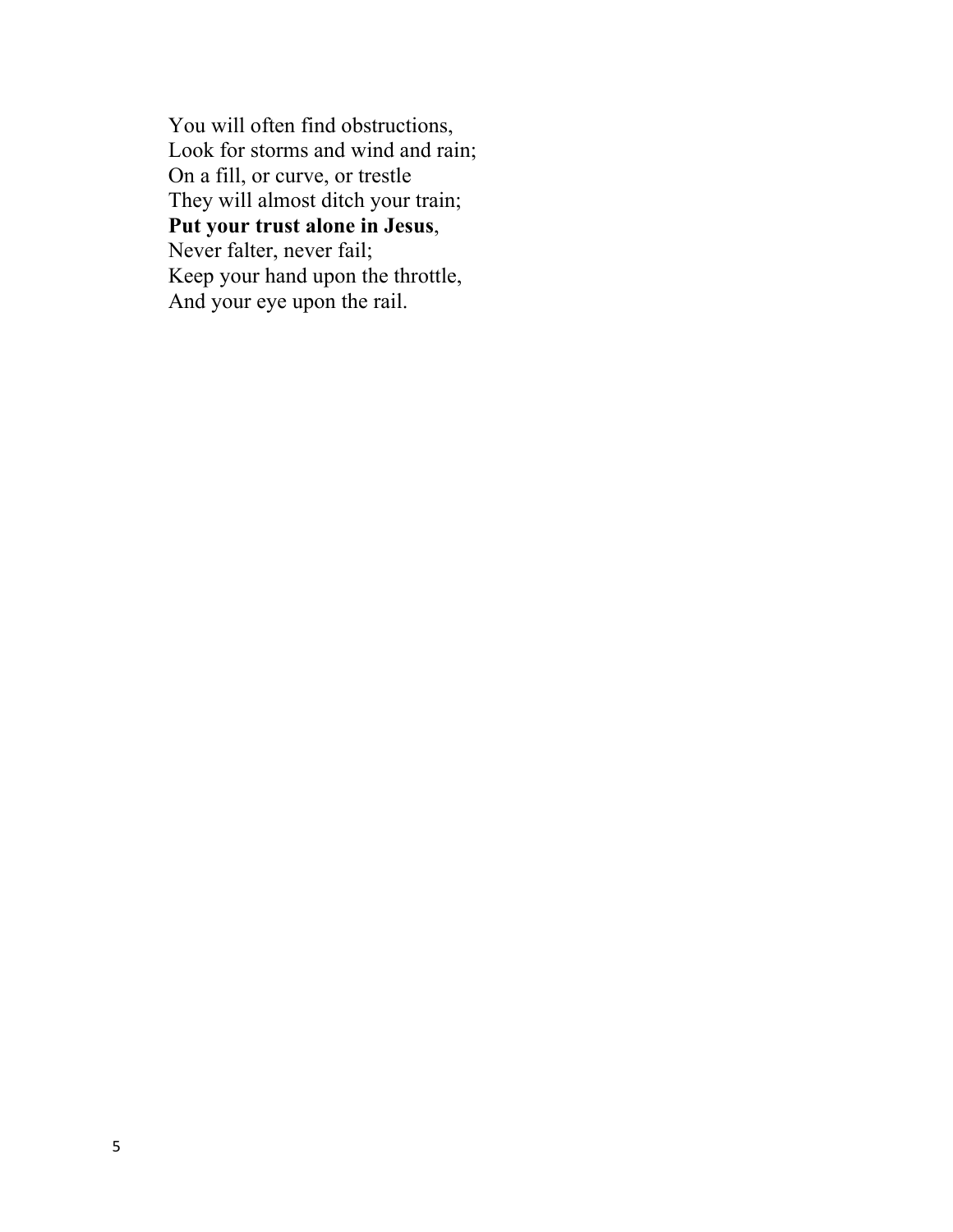You will often find obstructions,  
Look for storms and wind and rain;  
On a fill, or curve, or trestle  
They will almost ditch your train;  
**Put your trust alone in Jesus**,  
Never falter, never fail;  
Keep your hand upon the throttle,  
And your eye upon the rail.